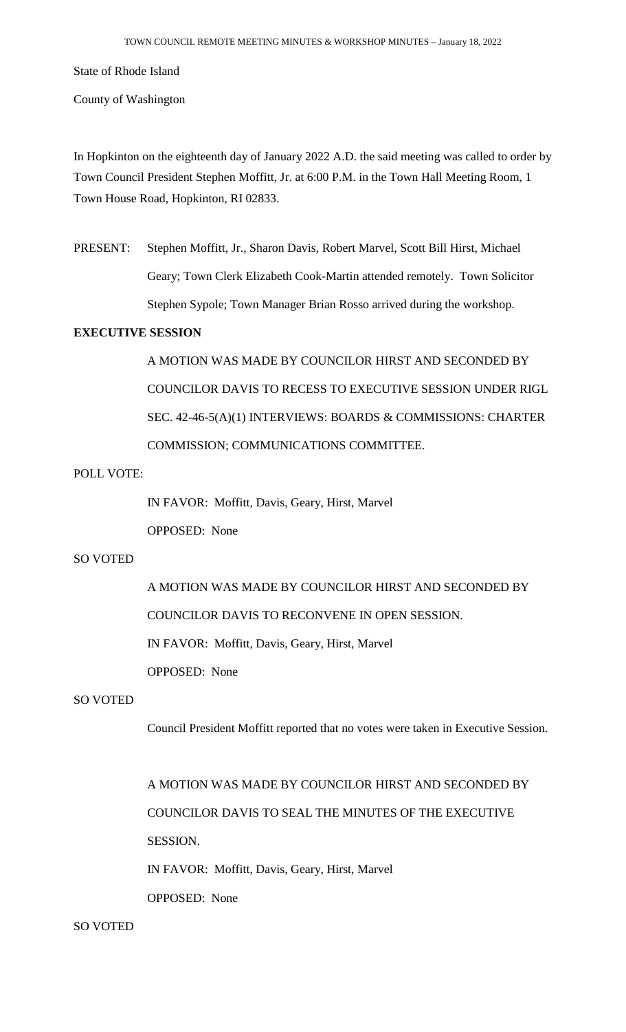State of Rhode Island

County of Washington

In Hopkinton on the eighteenth day of January 2022 A.D. the said meeting was called to order by Town Council President Stephen Moffitt, Jr. at 6:00 P.M. in the Town Hall Meeting Room, 1 Town House Road, Hopkinton, RI 02833.

PRESENT: Stephen Moffitt, Jr., Sharon Davis, Robert Marvel, Scott Bill Hirst, Michael Geary; Town Clerk Elizabeth Cook-Martin attended remotely. Town Solicitor Stephen Sypole; Town Manager Brian Rosso arrived during the workshop.

**EXECUTIVE SESSION**

A MOTION WAS MADE BY COUNCILOR HIRST AND SECONDED BY COUNCILOR DAVIS TO RECESS TO EXECUTIVE SESSION UNDER RIGL SEC. 42-46-5(A)(1) INTERVIEWS: BOARDS & COMMISSIONS: CHARTER COMMISSION; COMMUNICATIONS COMMITTEE.

POLL VOTE:

IN FAVOR: Moffitt, Davis, Geary, Hirst, Marvel

OPPOSED: None

SO VOTED

A MOTION WAS MADE BY COUNCILOR HIRST AND SECONDED BY COUNCILOR DAVIS TO RECONVENE IN OPEN SESSION.

IN FAVOR: Moffitt, Davis, Geary, Hirst, Marvel

OPPOSED: None

SO VOTED

Council President Moffitt reported that no votes were taken in Executive Session.

A MOTION WAS MADE BY COUNCILOR HIRST AND SECONDED BY COUNCILOR DAVIS TO SEAL THE MINUTES OF THE EXECUTIVE SESSION.

IN FAVOR: Moffitt, Davis, Geary, Hirst, Marvel

OPPOSED: None

SO VOTED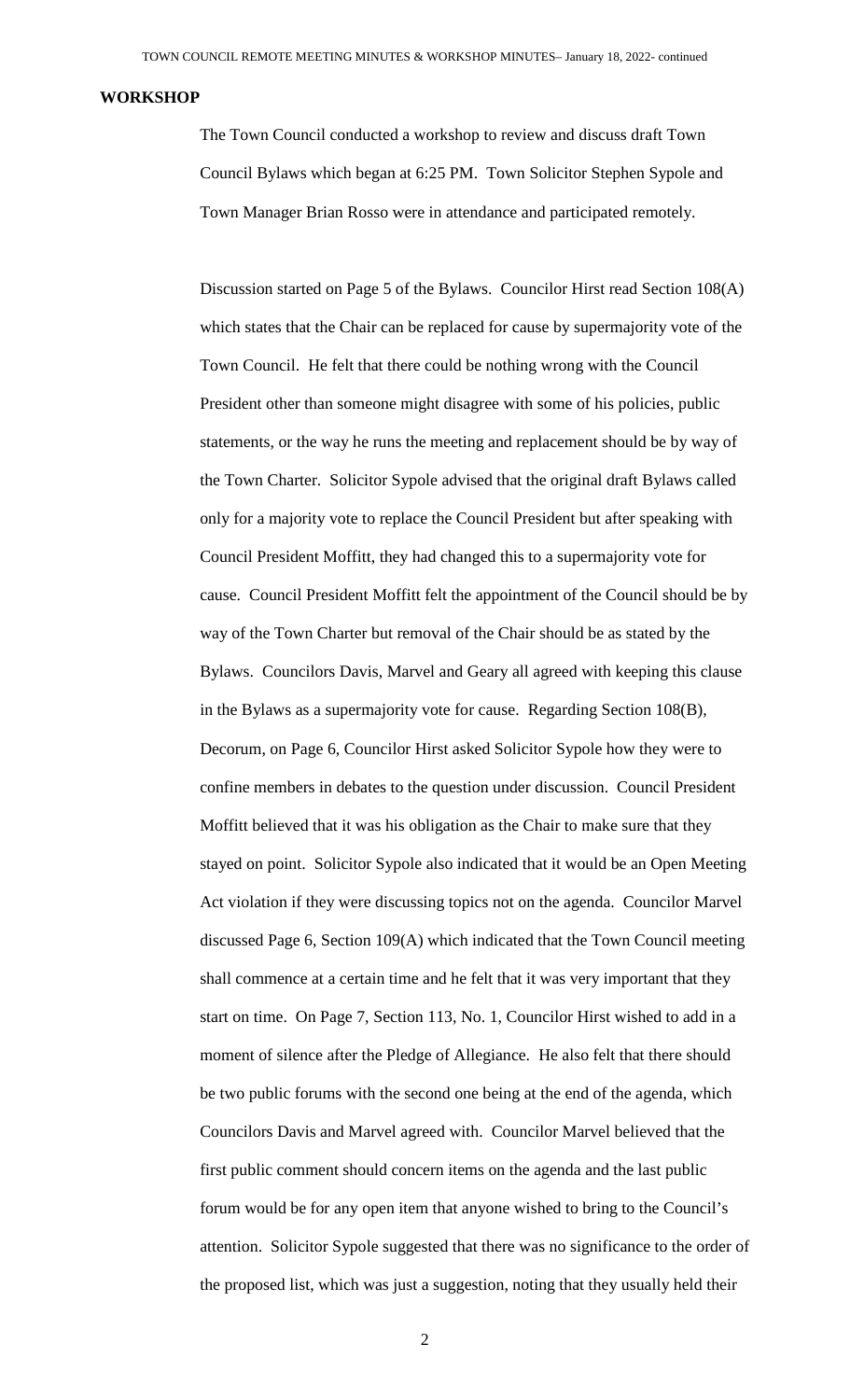## WORKSHOP

The Town Council conducted a workshop to review and discuss draft Town Council Bylaws which began at 6:25 PM. Town Solicitor Stephen Sypole and Town Manager Brian Rosso were in attendance and participated remotely.

Discussion started on Page 5 of the Bylaws. Councilor Hirst read Section 108(A) which states that the Chair can be replaced for cause by supermajority vote of the Town Council. He felt that there could be nothing wrong with the Council President other than someone might disagree with some of his policies, public statements, or the way he runs the meeting and replacement should be by way of the Town Charter. Solicitor Sypole advised that the original draft Bylaws called only for a majority vote to replace the Council President but after speaking with Council President Moffitt, they had changed this to a supermajority vote for cause. Council President Moffitt felt the appointment of the Council should be by way of the Town Charter but removal of the Chair should be as stated by the Bylaws. Councilors Davis, Marvel and Geary all agreed with keeping this clause in the Bylaws as a supermajority vote for cause. Regarding Section 108(B), Decorum, on Page 6, Councilor Hirst asked Solicitor Sypole how they were to confine members in debates to the question under discussion. Council President Moffitt believed that it was his obligation as the Chair to make sure that they stayed on point. Solicitor Sypole also indicated that it would be an Open Meeting Act violation if they were discussing topics not on the agenda. Councilor Marvel discussed Page 6, Section 109(A) which indicated that the Town Council meeting shall commence at a certain time and he felt that it was very important that they start on time. On Page 7, Section 113, No. 1, Councilor Hirst wished to add in a moment of silence after the Pledge of Allegiance. He also felt that there should be two public forums with the second one being at the end of the agenda, which Councilors Davis and Marvel agreed with. Councilor Marvel believed that the first public comment should concern items on the agenda and the last public forum would be for any open item that anyone wished to bring to the Council's attention. Solicitor Sypole suggested that there was no significance to the order of the proposed list, which was just a suggestion, noting that they usually held their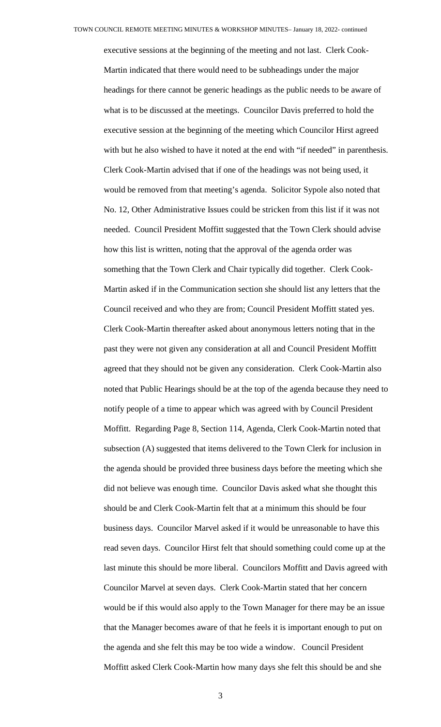executive sessions at the beginning of the meeting and not last. Clerk Cook-Martin indicated that there would need to be subheadings under the major headings for there cannot be generic headings as the public needs to be aware of what is to be discussed at the meetings. Councilor Davis preferred to hold the executive session at the beginning of the meeting which Councilor Hirst agreed with but he also wished to have it noted at the end with "if needed" in parenthesis. Clerk Cook-Martin advised that if one of the headings was not being used, it would be removed from that meeting's agenda. Solicitor Sypole also noted that No. 12, Other Administrative Issues could be stricken from this list if it was not needed. Council President Moffitt suggested that the Town Clerk should advise how this list is written, noting that the approval of the agenda order was something that the Town Clerk and Chair typically did together. Clerk Cook-Martin asked if in the Communication section she should list any letters that the Council received and who they are from; Council President Moffitt stated yes. Clerk Cook-Martin thereafter asked about anonymous letters noting that in the past they were not given any consideration at all and Council President Moffitt agreed that they should not be given any consideration. Clerk Cook-Martin also noted that Public Hearings should be at the top of the agenda because they need to notify people of a time to appear which was agreed with by Council President Moffitt. Regarding Page 8, Section 114, Agenda, Clerk Cook-Martin noted that subsection (A) suggested that items delivered to the Town Clerk for inclusion in the agenda should be provided three business days before the meeting which she did not believe was enough time. Councilor Davis asked what she thought this should be and Clerk Cook-Martin felt that at a minimum this should be four business days. Councilor Marvel asked if it would be unreasonable to have this read seven days. Councilor Hirst felt that should something could come up at the last minute this should be more liberal. Councilors Moffitt and Davis agreed with Councilor Marvel at seven days. Clerk Cook-Martin stated that her concern would be if this would also apply to the Town Manager for there may be an issue that the Manager becomes aware of that he feels it is important enough to put on the agenda and she felt this may be too wide a window. Council President Moffitt asked Clerk Cook-Martin how many days she felt this should be and she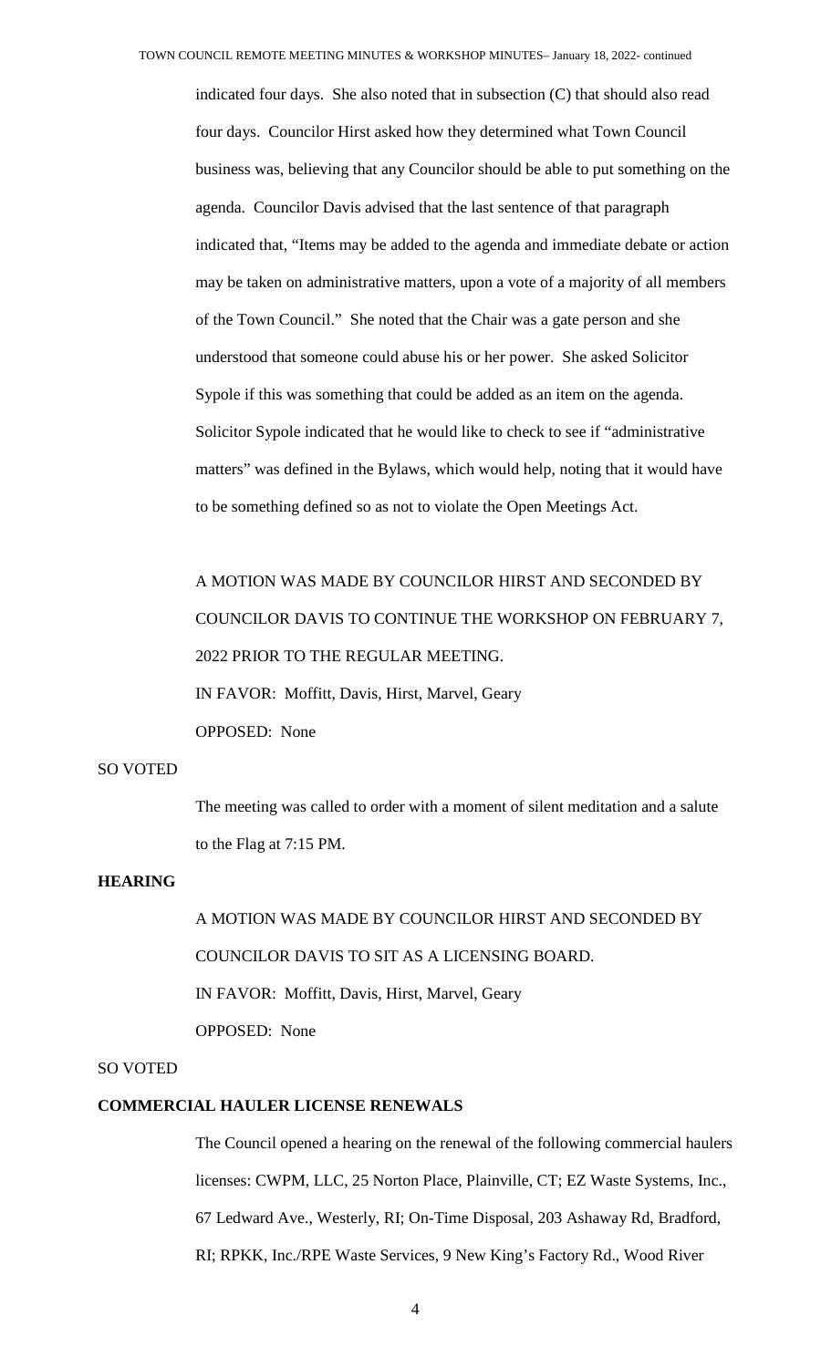indicated four days. She also noted that in subsection (C) that should also read four days. Councilor Hirst asked how they determined what Town Council business was, believing that any Councilor should be able to put something on the agenda. Councilor Davis advised that the last sentence of that paragraph indicated that, "Items may be added to the agenda and immediate debate or action may be taken on administrative matters, upon a vote of a majority of all members of the Town Council." She noted that the Chair was a gate person and she understood that someone could abuse his or her power. She asked Solicitor Sypole if this was something that could be added as an item on the agenda. Solicitor Sypole indicated that he would like to check to see if "administrative matters" was defined in the Bylaws, which would help, noting that it would have to be something defined so as not to violate the Open Meetings Act.

A MOTION WAS MADE BY COUNCILOR HIRST AND SECONDED BY COUNCILOR DAVIS TO CONTINUE THE WORKSHOP ON FEBRUARY 7, 2022 PRIOR TO THE REGULAR MEETING.

IN FAVOR: Moffitt, Davis, Hirst, Marvel, Geary

OPPOSED: None

SO VOTED

The meeting was called to order with a moment of silent meditation and a salute to the Flag at 7:15 PM.

**HEARING**

A MOTION WAS MADE BY COUNCILOR HIRST AND SECONDED BY COUNCILOR DAVIS TO SIT AS A LICENSING BOARD.

IN FAVOR: Moffitt, Davis, Hirst, Marvel, Geary

OPPOSED: None

SO VOTED

**COMMERCIAL HAULER LICENSE RENEWALS**

The Council opened a hearing on the renewal of the following commercial haulers licenses: CWPM, LLC, 25 Norton Place, Plainville, CT; EZ Waste Systems, Inc., 67 Ledward Ave., Westerly, RI; On-Time Disposal, 203 Ashaway Rd, Bradford, RI; RPKK, Inc./RPE Waste Services, 9 New King's Factory Rd., Wood River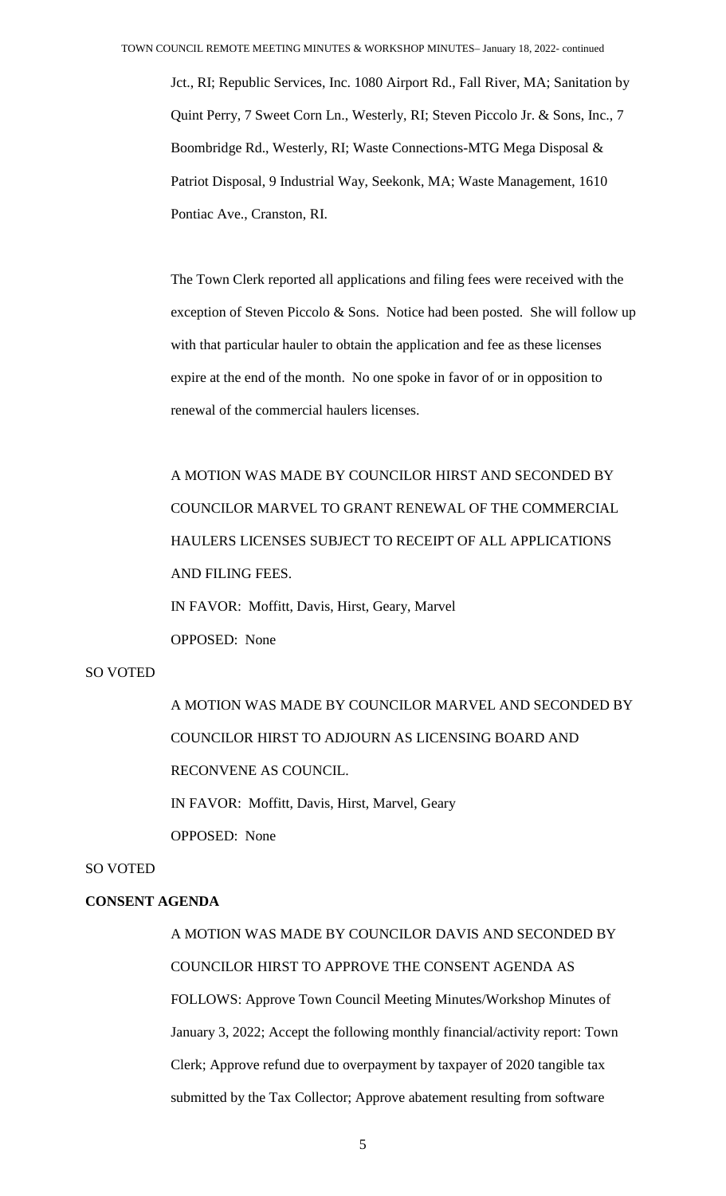Jct., RI; Republic Services, Inc. 1080 Airport Rd., Fall River, MA; Sanitation by Quint Perry, 7 Sweet Corn Ln., Westerly, RI; Steven Piccolo Jr. & Sons, Inc., 7 Boombridge Rd., Westerly, RI; Waste Connections-MTG Mega Disposal & Patriot Disposal, 9 Industrial Way, Seekonk, MA; Waste Management, 1610 Pontiac Ave., Cranston, RI.

The Town Clerk reported all applications and filing fees were received with the exception of Steven Piccolo & Sons. Notice had been posted. She will follow up with that particular hauler to obtain the application and fee as these licenses expire at the end of the month. No one spoke in favor of or in opposition to renewal of the commercial haulers licenses.

A MOTION WAS MADE BY COUNCILOR HIRST AND SECONDED BY COUNCILOR MARVEL TO GRANT RENEWAL OF THE COMMERCIAL HAULERS LICENSES SUBJECT TO RECEIPT OF ALL APPLICATIONS AND FILING FEES.

IN FAVOR: Moffitt, Davis, Hirst, Geary, Marvel

OPPOSED: None

SO VOTED

A MOTION WAS MADE BY COUNCILOR MARVEL AND SECONDED BY COUNCILOR HIRST TO ADJOURN AS LICENSING BOARD AND RECONVENE AS COUNCIL.

IN FAVOR: Moffitt, Davis, Hirst, Marvel, Geary

OPPOSED: None

SO VOTED

**CONSENT AGENDA**

A MOTION WAS MADE BY COUNCILOR DAVIS AND SECONDED BY COUNCILOR HIRST TO APPROVE THE CONSENT AGENDA AS FOLLOWS: Approve Town Council Meeting Minutes/Workshop Minutes of January 3, 2022; Accept the following monthly financial/activity report: Town Clerk; Approve refund due to overpayment by taxpayer of 2020 tangible tax submitted by the Tax Collector; Approve abatement resulting from software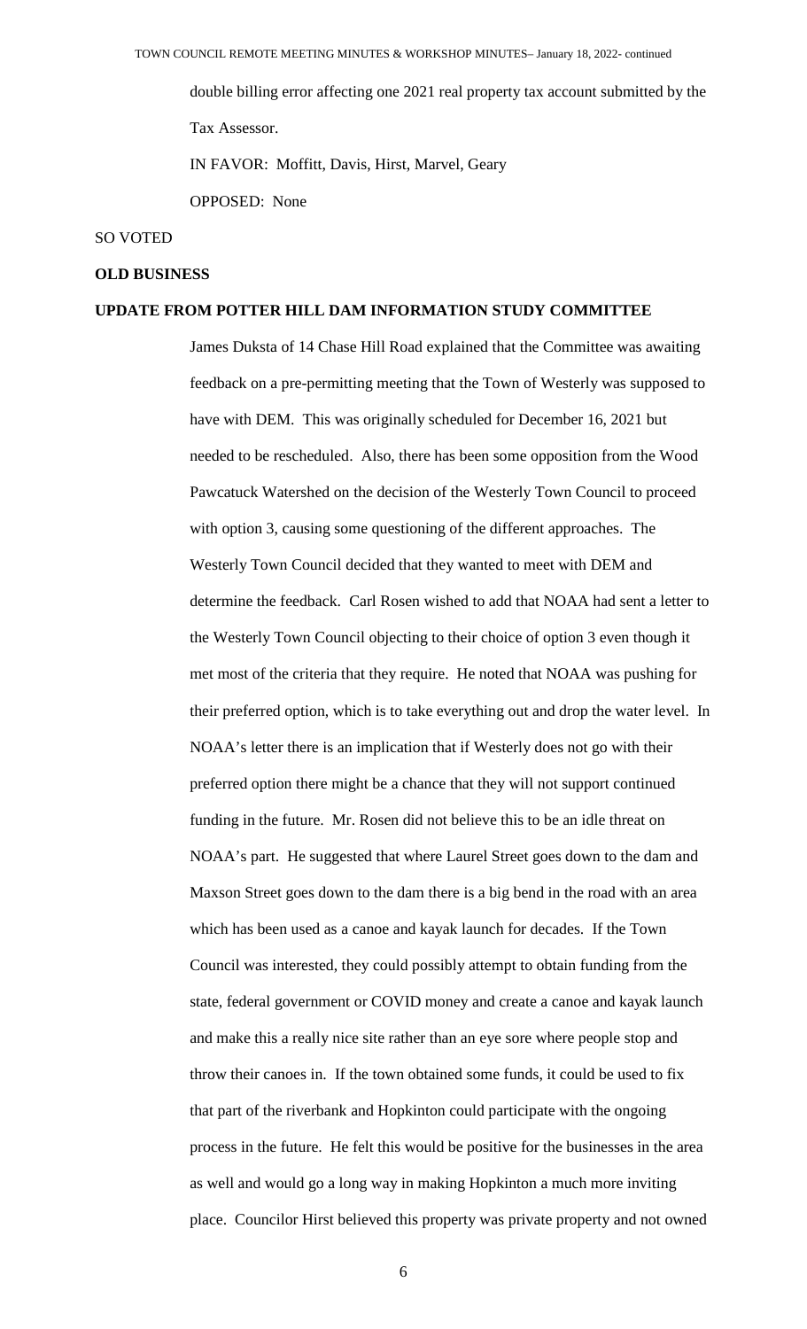double billing error affecting one 2021 real property tax account submitted by the Tax Assessor.

IN FAVOR: Moffitt, Davis, Hirst, Marvel, Geary

OPPOSED: None

SO VOTED

**OLD BUSINESS**

**UPDATE FROM POTTER HILL DAM INFORMATION STUDY COMMITTEE**

James Duksta of 14 Chase Hill Road explained that the Committee was awaiting feedback on a pre-permitting meeting that the Town of Westerly was supposed to have with DEM. This was originally scheduled for December 16, 2021 but needed to be rescheduled. Also, there has been some opposition from the Wood Pawcatuck Watershed on the decision of the Westerly Town Council to proceed with option 3, causing some questioning of the different approaches. The Westerly Town Council decided that they wanted to meet with DEM and determine the feedback. Carl Rosen wished to add that NOAA had sent a letter to the Westerly Town Council objecting to their choice of option 3 even though it met most of the criteria that they require. He noted that NOAA was pushing for their preferred option, which is to take everything out and drop the water level. In NOAA's letter there is an implication that if Westerly does not go with their preferred option there might be a chance that they will not support continued funding in the future. Mr. Rosen did not believe this to be an idle threat on NOAA's part. He suggested that where Laurel Street goes down to the dam and Maxson Street goes down to the dam there is a big bend in the road with an area which has been used as a canoe and kayak launch for decades. If the Town Council was interested, they could possibly attempt to obtain funding from the state, federal government or COVID money and create a canoe and kayak launch and make this a really nice site rather than an eye sore where people stop and throw their canoes in. If the town obtained some funds, it could be used to fix that part of the riverbank and Hopkinton could participate with the ongoing process in the future. He felt this would be positive for the businesses in the area as well and would go a long way in making Hopkinton a much more inviting place. Councilor Hirst believed this property was private property and not owned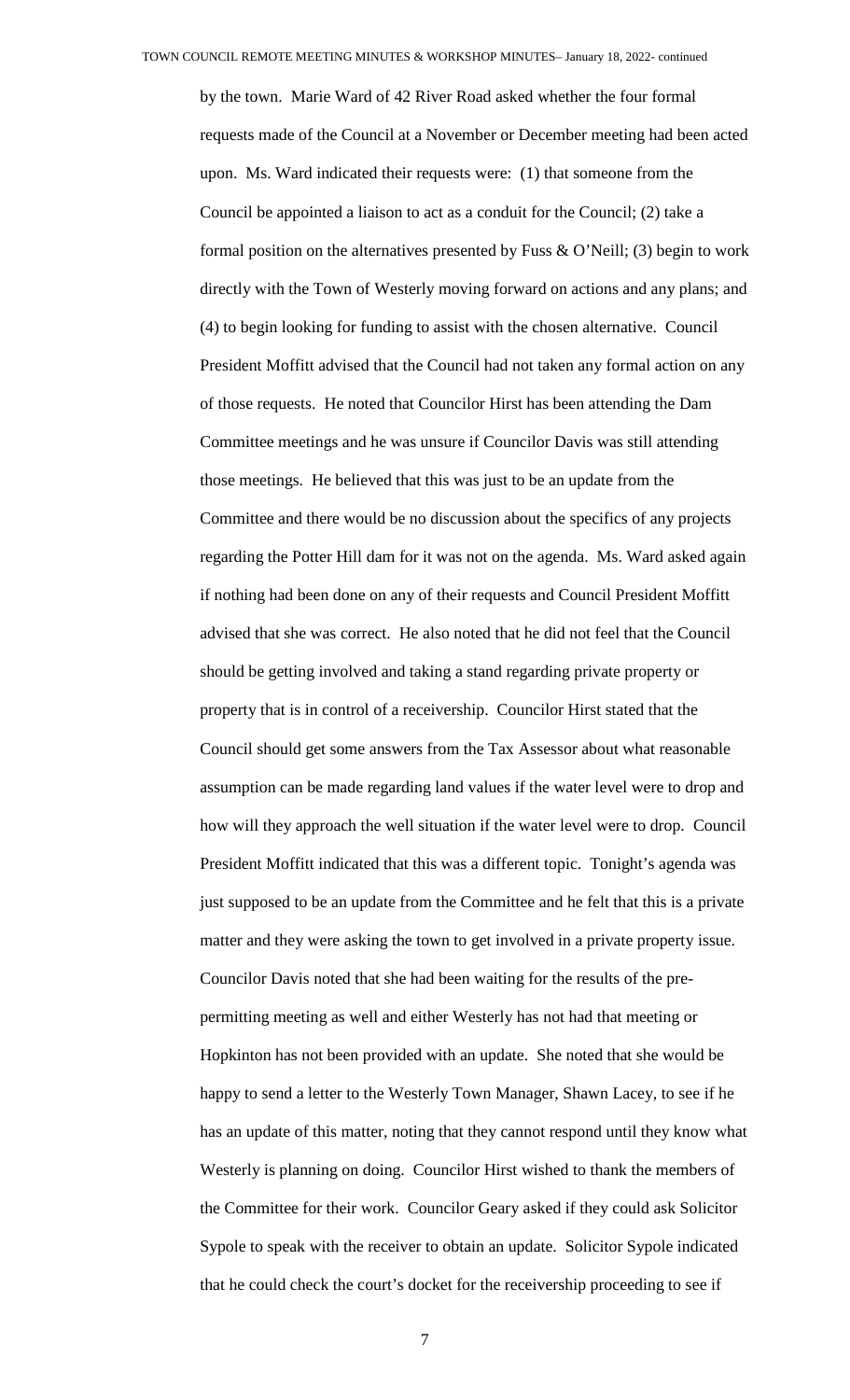by the town. Marie Ward of 42 River Road asked whether the four formal requests made of the Council at a November or December meeting had been acted upon. Ms. Ward indicated their requests were: (1) that someone from the Council be appointed a liaison to act as a conduit for the Council; (2) take a formal position on the alternatives presented by Fuss & O'Neill; (3) begin to work directly with the Town of Westerly moving forward on actions and any plans; and (4) to begin looking for funding to assist with the chosen alternative. Council President Moffitt advised that the Council had not taken any formal action on any of those requests. He noted that Councilor Hirst has been attending the Dam Committee meetings and he was unsure if Councilor Davis was still attending those meetings. He believed that this was just to be an update from the Committee and there would be no discussion about the specifics of any projects regarding the Potter Hill dam for it was not on the agenda. Ms. Ward asked again if nothing had been done on any of their requests and Council President Moffitt advised that she was correct. He also noted that he did not feel that the Council should be getting involved and taking a stand regarding private property or property that is in control of a receivership. Councilor Hirst stated that the Council should get some answers from the Tax Assessor about what reasonable assumption can be made regarding land values if the water level were to drop and how will they approach the well situation if the water level were to drop. Council President Moffitt indicated that this was a different topic. Tonight's agenda was just supposed to be an update from the Committee and he felt that this is a private matter and they were asking the town to get involved in a private property issue. Councilor Davis noted that she had been waiting for the results of the pre-permitting meeting as well and either Westerly has not had that meeting or Hopkinton has not been provided with an update. She noted that she would be happy to send a letter to the Westerly Town Manager, Shawn Lacey, to see if he has an update of this matter, noting that they cannot respond until they know what Westerly is planning on doing. Councilor Hirst wished to thank the members of the Committee for their work. Councilor Geary asked if they could ask Solicitor Sypole to speak with the receiver to obtain an update. Solicitor Sypole indicated that he could check the court's docket for the receivership proceeding to see if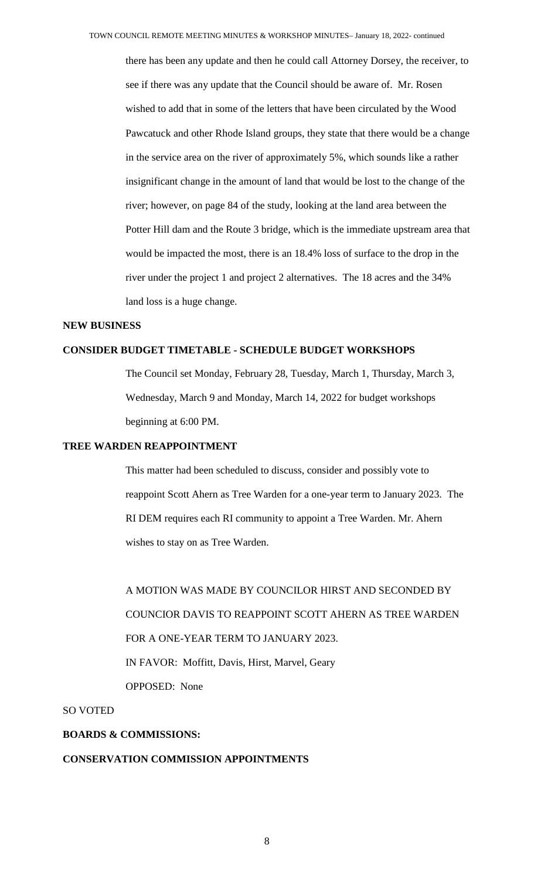there has been any update and then he could call Attorney Dorsey, the receiver, to see if there was any update that the Council should be aware of. Mr. Rosen wished to add that in some of the letters that have been circulated by the Wood Pawcatuck and other Rhode Island groups, they state that there would be a change in the service area on the river of approximately 5%, which sounds like a rather insignificant change in the amount of land that would be lost to the change of the river; however, on page 84 of the study, looking at the land area between the Potter Hill dam and the Route 3 bridge, which is the immediate upstream area that would be impacted the most, there is an 18.4% loss of surface to the drop in the river under the project 1 and project 2 alternatives. The 18 acres and the 34% land loss is a huge change.

**NEW BUSINESS**

**CONSIDER BUDGET TIMETABLE - SCHEDULE BUDGET WORKSHOPS**

The Council set Monday, February 28, Tuesday, March 1, Thursday, March 3, Wednesday, March 9 and Monday, March 14, 2022 for budget workshops beginning at 6:00 PM.

**TREE WARDEN REAPPOINTMENT**

This matter had been scheduled to discuss, consider and possibly vote to reappoint Scott Ahern as Tree Warden for a one-year term to January 2023. The RI DEM requires each RI community to appoint a Tree Warden. Mr. Ahern wishes to stay on as Tree Warden.

A MOTION WAS MADE BY COUNCILOR HIRST AND SECONDED BY COUNCIOR DAVIS TO REAPPOINT SCOTT AHERN AS TREE WARDEN FOR A ONE-YEAR TERM TO JANUARY 2023.

IN FAVOR: Moffitt, Davis, Hirst, Marvel, Geary

OPPOSED: None

SO VOTED

**BOARDS & COMMISSIONS:**

**CONSERVATION COMMISSION APPOINTMENTS**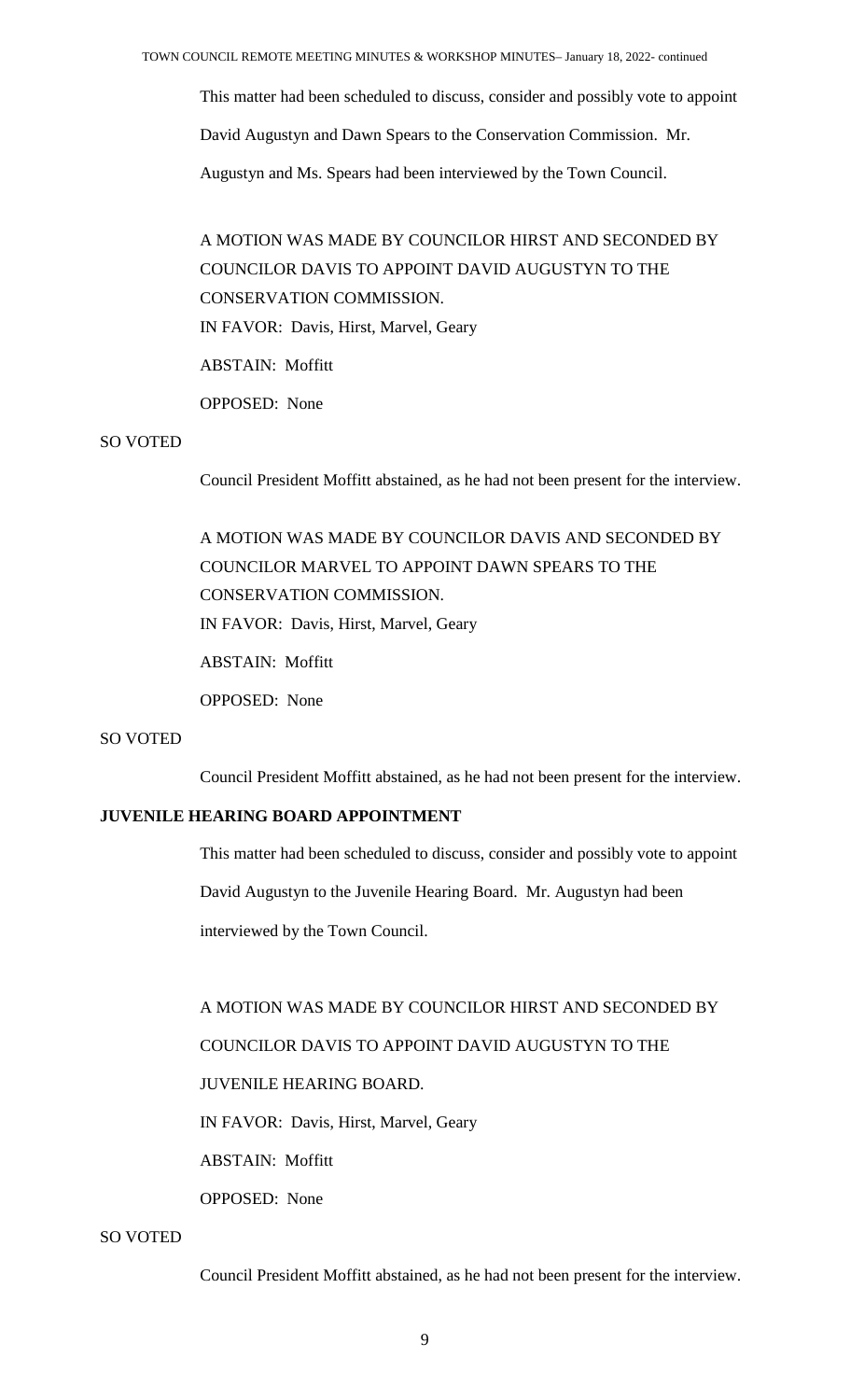This matter had been scheduled to discuss, consider and possibly vote to appoint David Augustyn and Dawn Spears to the Conservation Commission. Mr. Augustyn and Ms. Spears had been interviewed by the Town Council.

A MOTION WAS MADE BY COUNCILOR HIRST AND SECONDED BY COUNCILOR DAVIS TO APPOINT DAVID AUGUSTYN TO THE CONSERVATION COMMISSION.

IN FAVOR: Davis, Hirst, Marvel, Geary

ABSTAIN: Moffitt

OPPOSED: None

SO VOTED

Council President Moffitt abstained, as he had not been present for the interview.

A MOTION WAS MADE BY COUNCILOR DAVIS AND SECONDED BY COUNCILOR MARVEL TO APPOINT DAWN SPEARS TO THE CONSERVATION COMMISSION.

IN FAVOR: Davis, Hirst, Marvel, Geary

ABSTAIN: Moffitt

OPPOSED: None

SO VOTED

Council President Moffitt abstained, as he had not been present for the interview.

**JUVENILE HEARING BOARD APPOINTMENT**

This matter had been scheduled to discuss, consider and possibly vote to appoint David Augustyn to the Juvenile Hearing Board. Mr. Augustyn had been interviewed by the Town Council.

A MOTION WAS MADE BY COUNCILOR HIRST AND SECONDED BY COUNCILOR DAVIS TO APPOINT DAVID AUGUSTYN TO THE JUVENILE HEARING BOARD.

IN FAVOR: Davis, Hirst, Marvel, Geary

ABSTAIN: Moffitt

OPPOSED: None

SO VOTED

Council President Moffitt abstained, as he had not been present for the interview.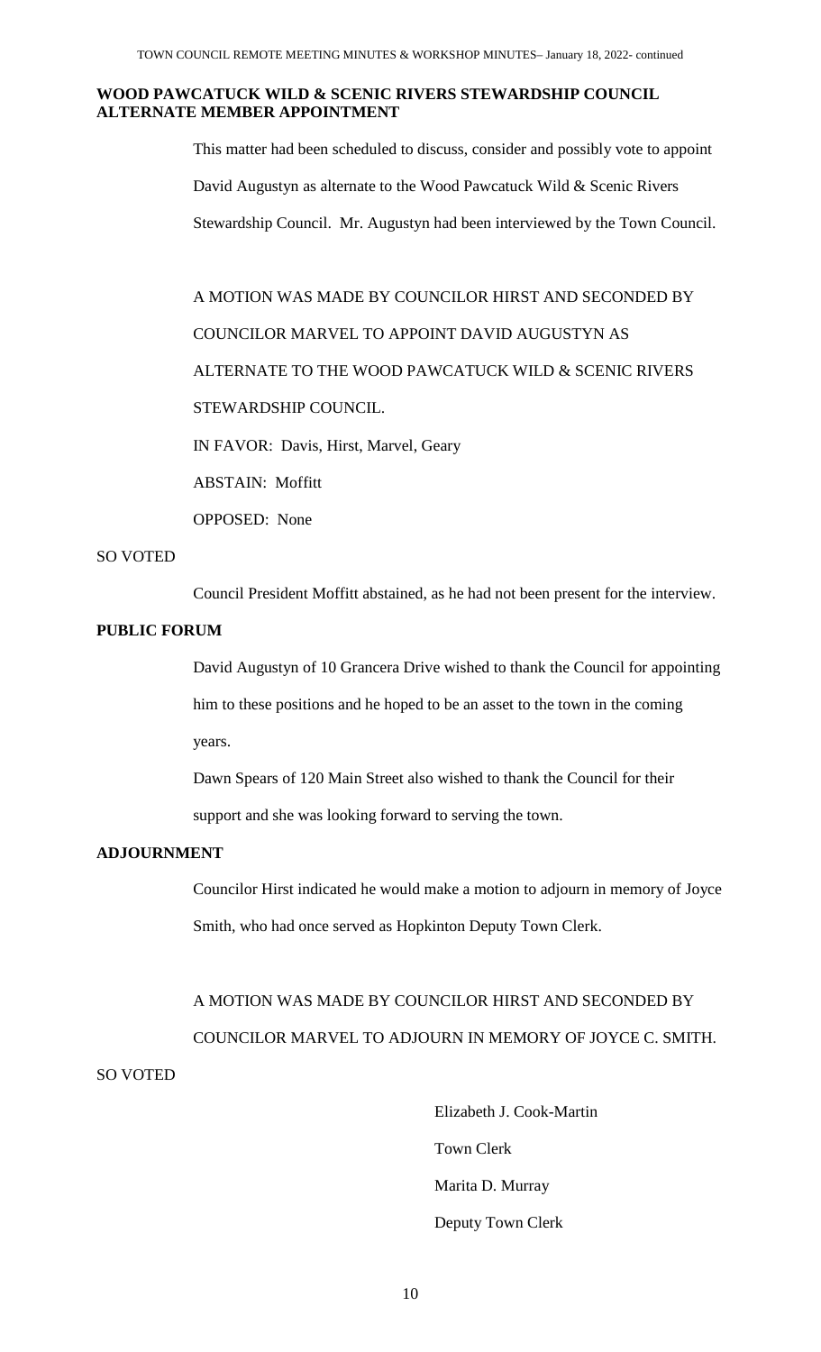**WOOD PAWCATUCK WILD & SCENIC RIVERS STEWARDSHIP COUNCIL ALTERNATE MEMBER APPOINTMENT**

This matter had been scheduled to discuss, consider and possibly vote to appoint David Augustyn as alternate to the Wood Pawcatuck Wild & Scenic Rivers Stewardship Council. Mr. Augustyn had been interviewed by the Town Council.

A MOTION WAS MADE BY COUNCILOR HIRST AND SECONDED BY COUNCILOR MARVEL TO APPOINT DAVID AUGUSTYN AS ALTERNATE TO THE WOOD PAWCATUCK WILD & SCENIC RIVERS STEWARDSHIP COUNCIL.

IN FAVOR: Davis, Hirst, Marvel, Geary

ABSTAIN: Moffitt

OPPOSED: None

SO VOTED

Council President Moffitt abstained, as he had not been present for the interview.

**PUBLIC FORUM**

David Augustyn of 10 Grancera Drive wished to thank the Council for appointing him to these positions and he hoped to be an asset to the town in the coming years.

Dawn Spears of 120 Main Street also wished to thank the Council for their support and she was looking forward to serving the town.

**ADJOURNMENT**

Councilor Hirst indicated he would make a motion to adjourn in memory of Joyce Smith, who had once served as Hopkinton Deputy Town Clerk.

A MOTION WAS MADE BY COUNCILOR HIRST AND SECONDED BY COUNCILOR MARVEL TO ADJOURN IN MEMORY OF JOYCE C. SMITH.

SO VOTED

Elizabeth J. Cook-Martin

Town Clerk

Marita D. Murray

Deputy Town Clerk